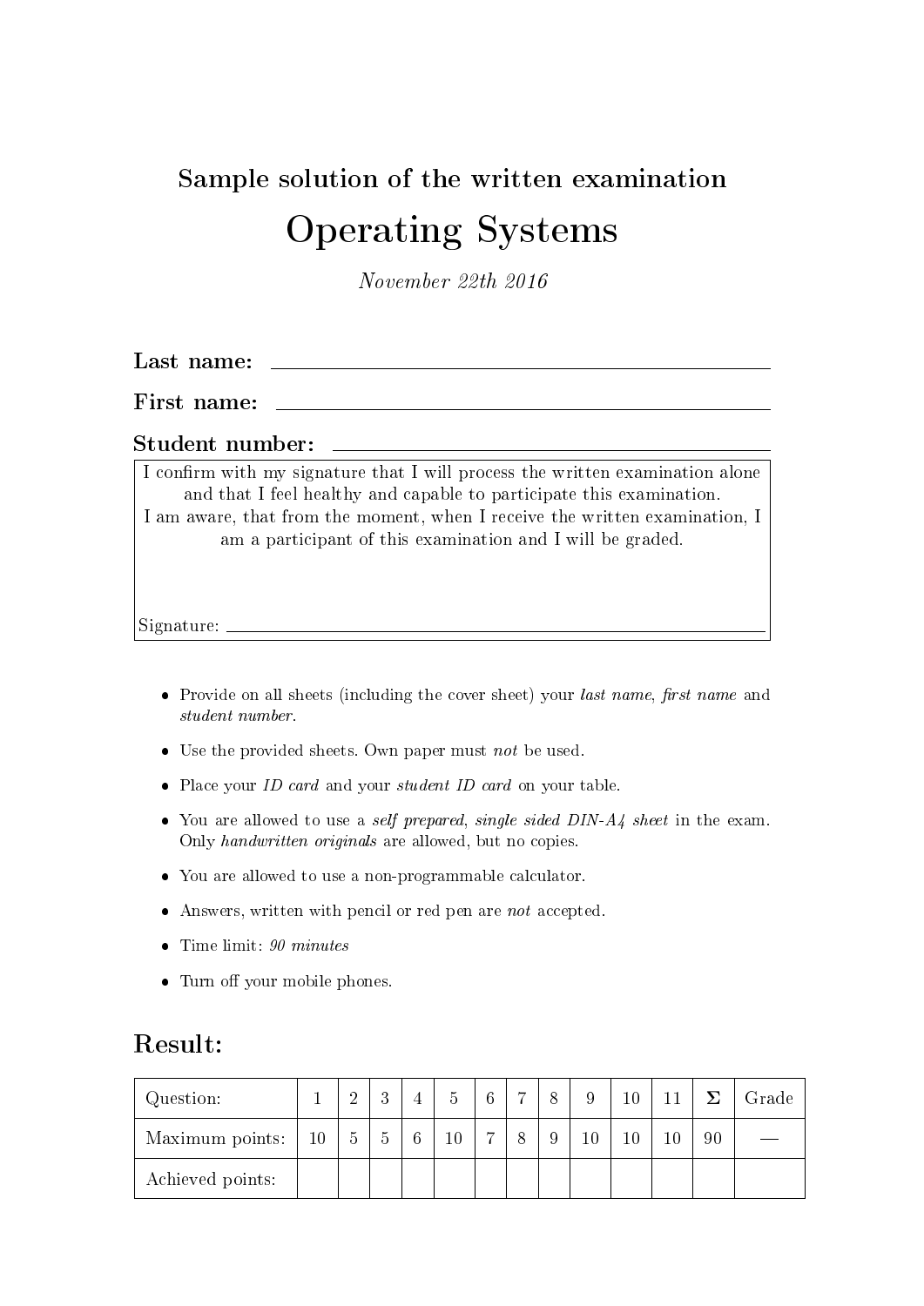## Sample solution of the written examination

# Operating Systems

*November 22th 2016*

**Last name:** ____________________________________________

**First name:** ____________________________________________

**Student number:** ____________________________________________

I confirm with my signature that I will process the written examination alone and that I feel healthy and capable to participate this examination.
I am aware, that from the moment, when I receive the written examination, I am a participant of this examination and I will be graded.

Signature: ____________________________________________

- Provide on all sheets (including the cover sheet) your *last name*, *first name* and *student number*.
- Use the provided sheets. Own paper must *not* be used.
- Place your *ID card* and your *student ID card* on your table.
- You are allowed to use a *self prepared*, *single sided DIN-A4 sheet* in the exam. Only *handwritten originals* are allowed, but no copies.
- You are allowed to use a non-programmable calculator.
- Answers, written with pencil or red pen are *not* accepted.
- Time limit: *90 minutes*
- Turn off your mobile phones.

## Result:

| Question: | 1 | 2 | 3 | 4 | 5 | 6 | 7 | 8 | 9 | 10 | 11 | Σ | Grade |
|---|---|---|---|---|---|---|---|---|---|---|---|---|---|
| Maximum points: | 10 | 5 | 5 | 6 | 10 | 7 | 8 | 9 | 10 | 10 | 10 | 90 | — |
| Achieved points: | | | | | | | | | | | | | |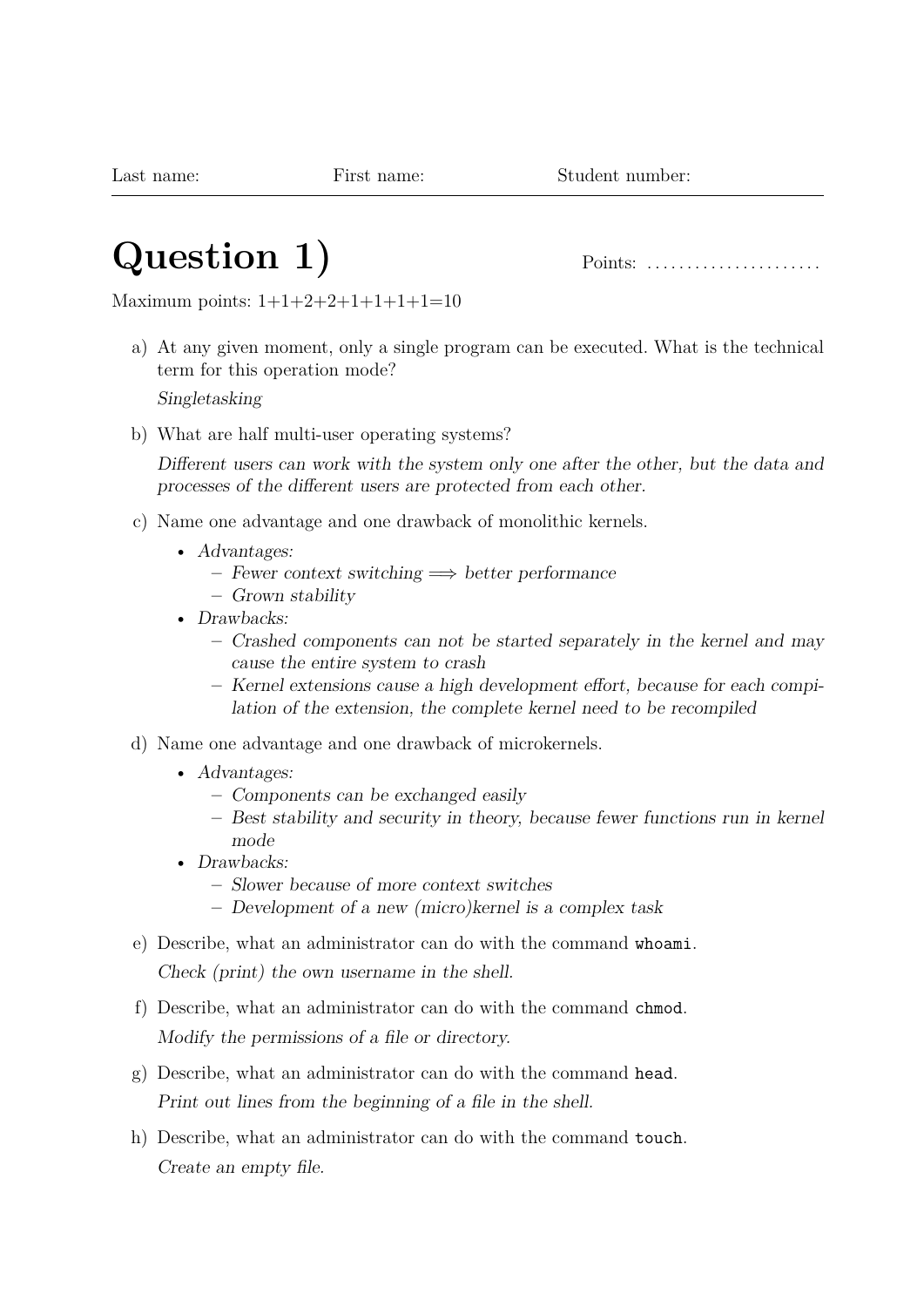Last name: First name: Student number:

# Question 1)

Points: ......................

Maximum points: 1+1+2+2+1+1+1+1=10

a) At any given moment, only a single program can be executed. What is the technical term for this operation mode?

*Singletasking*

b) What are half multi-user operating systems?

*Different users can work with the system only one after the other, but the data and processes of the different users are protected from each other.*

c) Name one advantage and one drawback of monolithic kernels.

- *Advantages:*
  - *Fewer context switching $\Longrightarrow$ better performance*
  - *Grown stability*
- *Drawbacks:*
  - *Crashed components can not be started separately in the kernel and may cause the entire system to crash*
  - *Kernel extensions cause a high development effort, because for each compilation of the extension, the complete kernel need to be recompiled*

d) Name one advantage and one drawback of microkernels.

- *Advantages:*
  - *Components can be exchanged easily*
  - *Best stability and security in theory, because fewer functions run in kernel mode*
- *Drawbacks:*
  - *Slower because of more context switches*
  - *Development of a new (micro)kernel is a complex task*

e) Describe, what an administrator can do with the command `whoami`.

*Check (print) the own username in the shell.*

f) Describe, what an administrator can do with the command `chmod`.

*Modify the permissions of a file or directory.*

g) Describe, what an administrator can do with the command `head`.

*Print out lines from the beginning of a file in the shell.*

h) Describe, what an administrator can do with the command `touch`.

*Create an empty file.*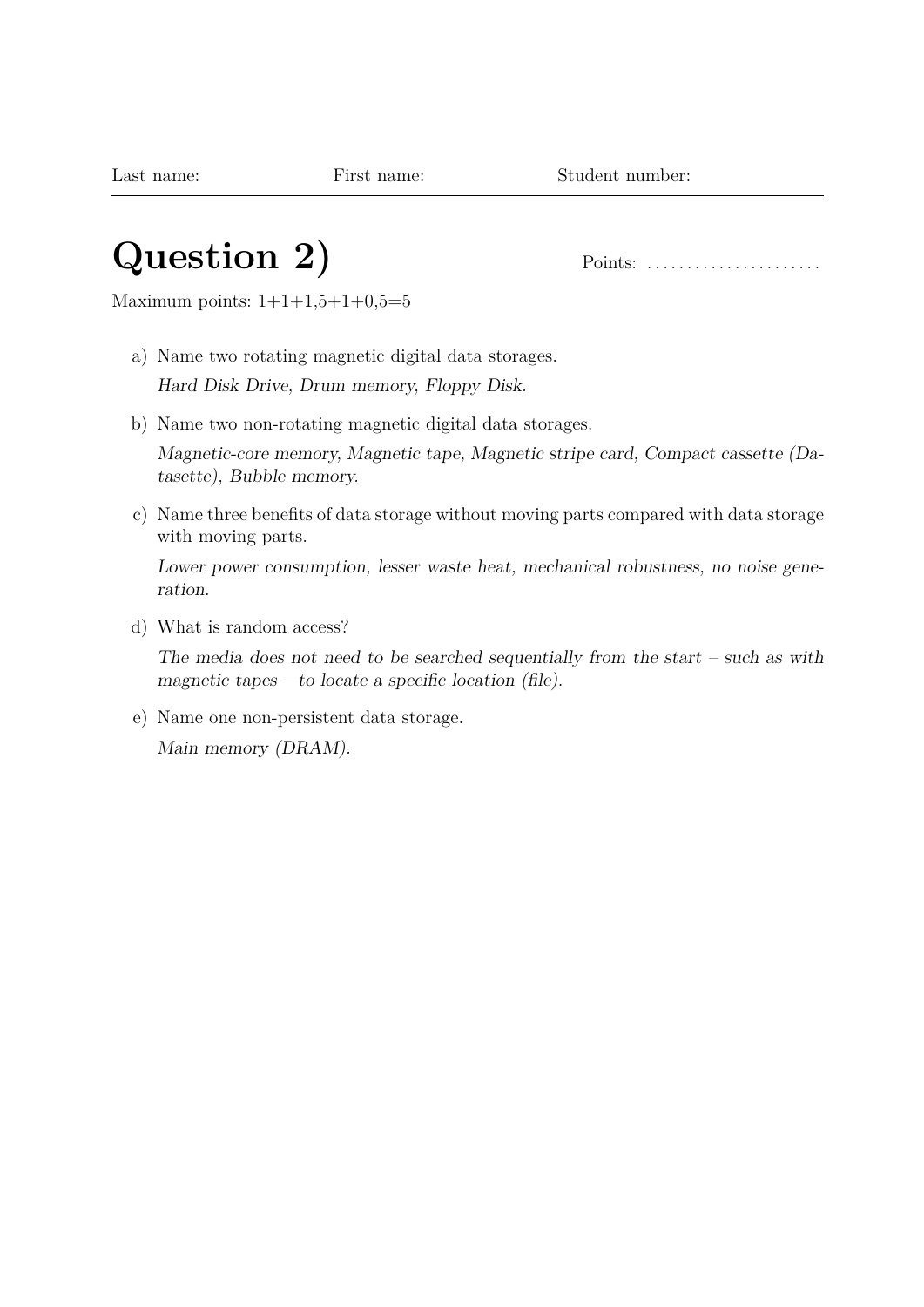Last name: First name: Student number:

# Question 2)

Points: ......................

Maximum points: 1+1+1,5+1+0,5=5

a) Name two rotating magnetic digital data storages.

   *Hard Disk Drive, Drum memory, Floppy Disk.*

b) Name two non-rotating magnetic digital data storages.

   *Magnetic-core memory, Magnetic tape, Magnetic stripe card, Compact cassette (Datasette), Bubble memory.*

c) Name three benefits of data storage without moving parts compared with data storage with moving parts.

   *Lower power consumption, lesser waste heat, mechanical robustness, no noise generation.*

d) What is random access?

   *The media does not need to be searched sequentially from the start – such as with magnetic tapes – to locate a specific location (file).*

e) Name one non-persistent data storage.

   *Main memory (DRAM).*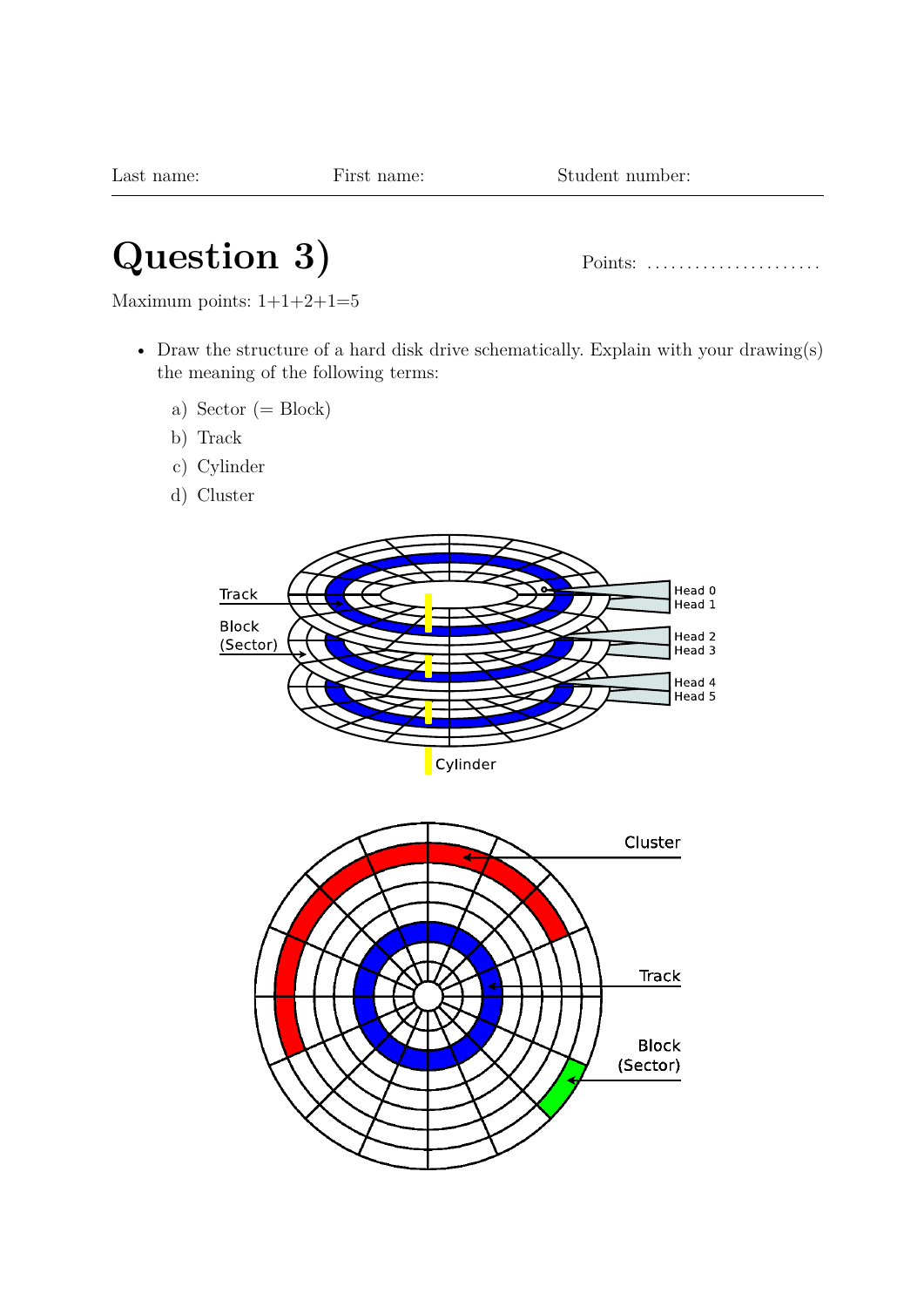Last name: First name: Student number:

# Question 3)

Points: ......................

Maximum points: 1+1+2+1=5

- Draw the structure of a hard disk drive schematically. Explain with your drawing(s) the meaning of the following terms:
  a) Sector (= Block)
  b) Track
  c) Cylinder
  d) Cluster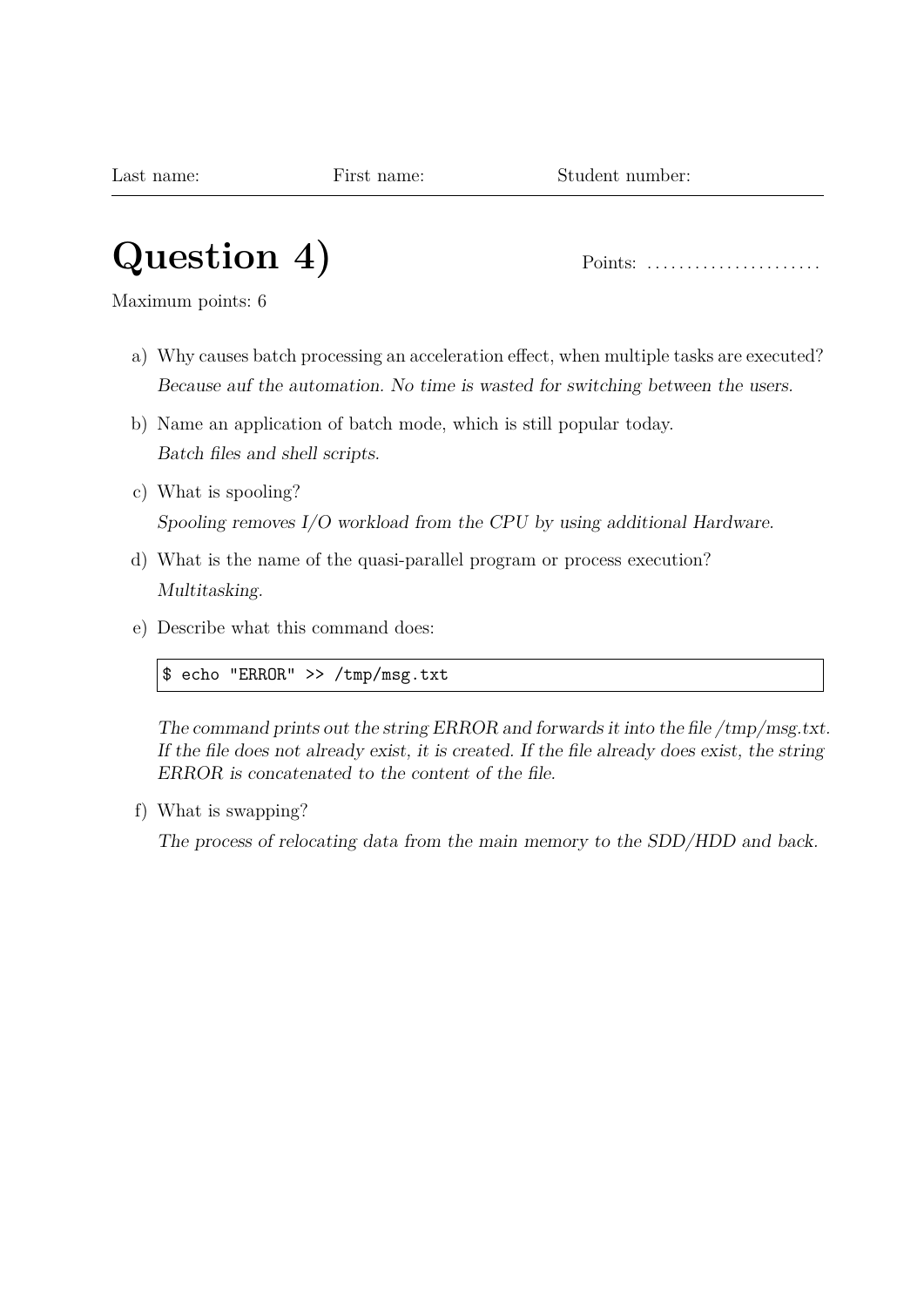Last name: First name: Student number:

# Question 4)

Points: ......................

Maximum points: 6

a) Why causes batch processing an acceleration effect, when multiple tasks are executed?

   *Because auf the automation. No time is wasted for switching between the users.*

b) Name an application of batch mode, which is still popular today.

   *Batch files and shell scripts.*

c) What is spooling?

   *Spooling removes I/O workload from the CPU by using additional Hardware.*

d) What is the name of the quasi-parallel program or process execution?

   *Multitasking.*

e) Describe what this command does:

```
$ echo "ERROR" >> /tmp/msg.txt
```

   *The command prints out the string ERROR and forwards it into the file /tmp/msg.txt. If the file does not already exist, it is created. If the file already does exist, the string ERROR is concatenated to the content of the file.*

f) What is swapping?

   *The process of relocating data from the main memory to the SDD/HDD and back.*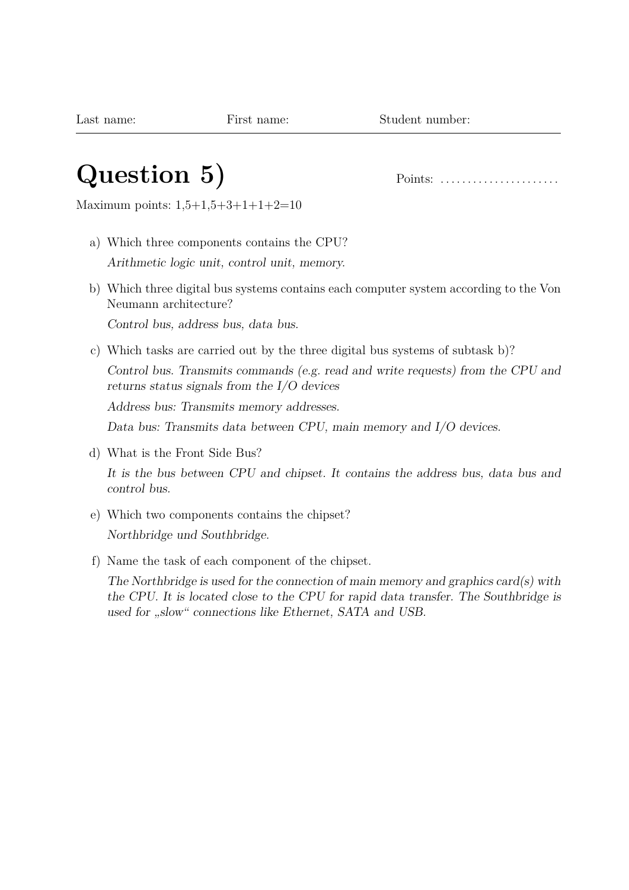Last name: First name: Student number:

# Question 5)

Points: ......................

Maximum points: 1,5+1,5+3+1+1+2=10

a) Which three components contains the CPU?

*Arithmetic logic unit, control unit, memory.*

b) Which three digital bus systems contains each computer system according to the Von Neumann architecture?

*Control bus, address bus, data bus.*

c) Which tasks are carried out by the three digital bus systems of subtask b)?

*Control bus. Transmits commands (e.g. read and write requests) from the CPU and returns status signals from the I/O devices*

*Address bus: Transmits memory addresses.*

*Data bus: Transmits data between CPU, main memory and I/O devices.*

d) What is the Front Side Bus?

*It is the bus between CPU and chipset. It contains the address bus, data bus and control bus.*

e) Which two components contains the chipset?

*Northbridge und Southbridge.*

f) Name the task of each component of the chipset.

*The Northbridge is used for the connection of main memory and graphics card(s) with the CPU. It is located close to the CPU for rapid data transfer. The Southbridge is used for „slow“ connections like Ethernet, SATA and USB.*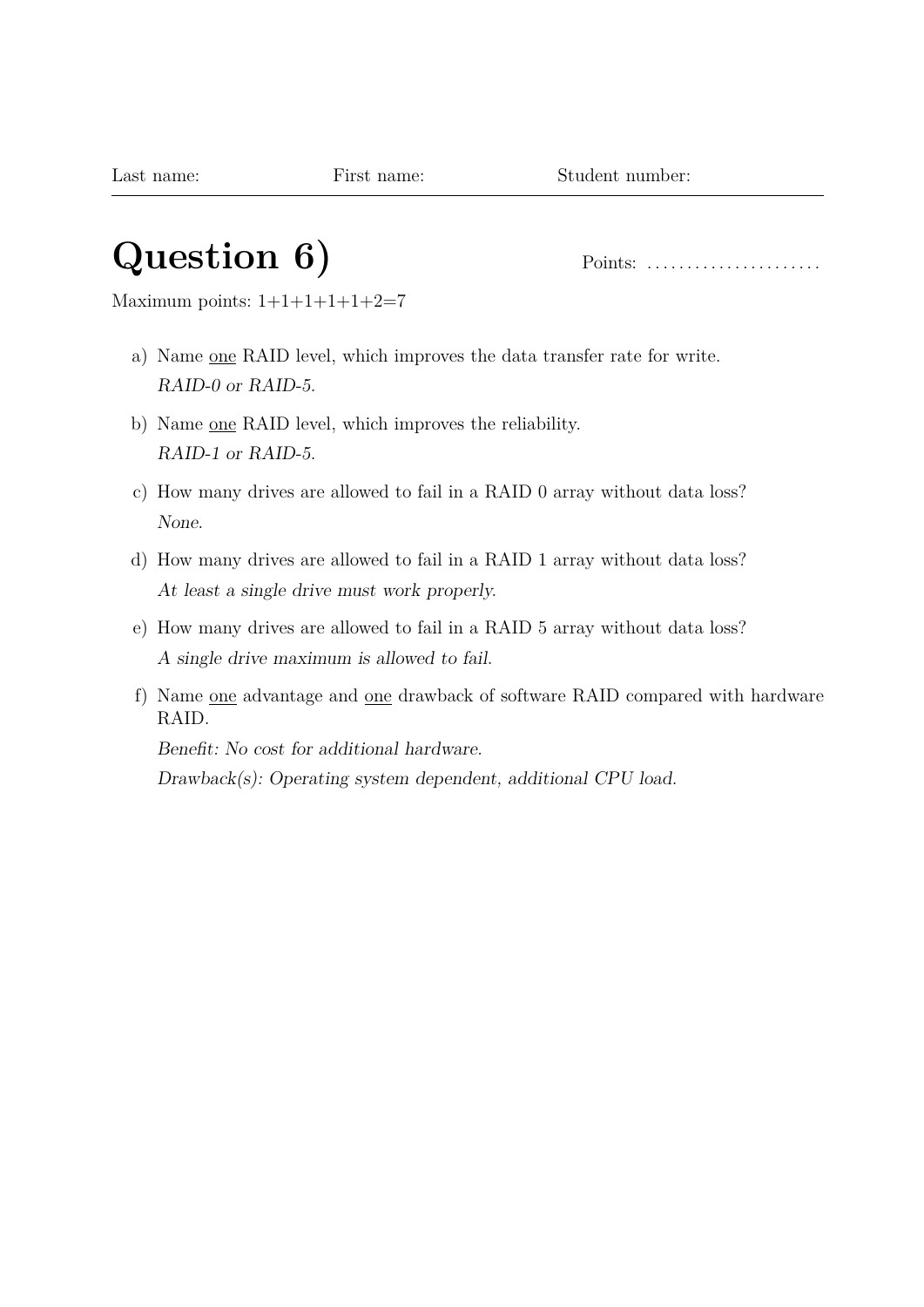Last name: First name: Student number:

# Question 6)

Points: ......................

Maximum points: 1+1+1+1+1+2=7

a) Name <u>one</u> RAID level, which improves the data transfer rate for write.

   *RAID-0 or RAID-5.*

b) Name <u>one</u> RAID level, which improves the reliability.

   *RAID-1 or RAID-5.*

c) How many drives are allowed to fail in a RAID 0 array without data loss?

   *None.*

d) How many drives are allowed to fail in a RAID 1 array without data loss?

   *At least a single drive must work properly.*

e) How many drives are allowed to fail in a RAID 5 array without data loss?

   *A single drive maximum is allowed to fail.*

f) Name <u>one</u> advantage and <u>one</u> drawback of software RAID compared with hardware RAID.

   *Benefit: No cost for additional hardware.*

   *Drawback(s): Operating system dependent, additional CPU load.*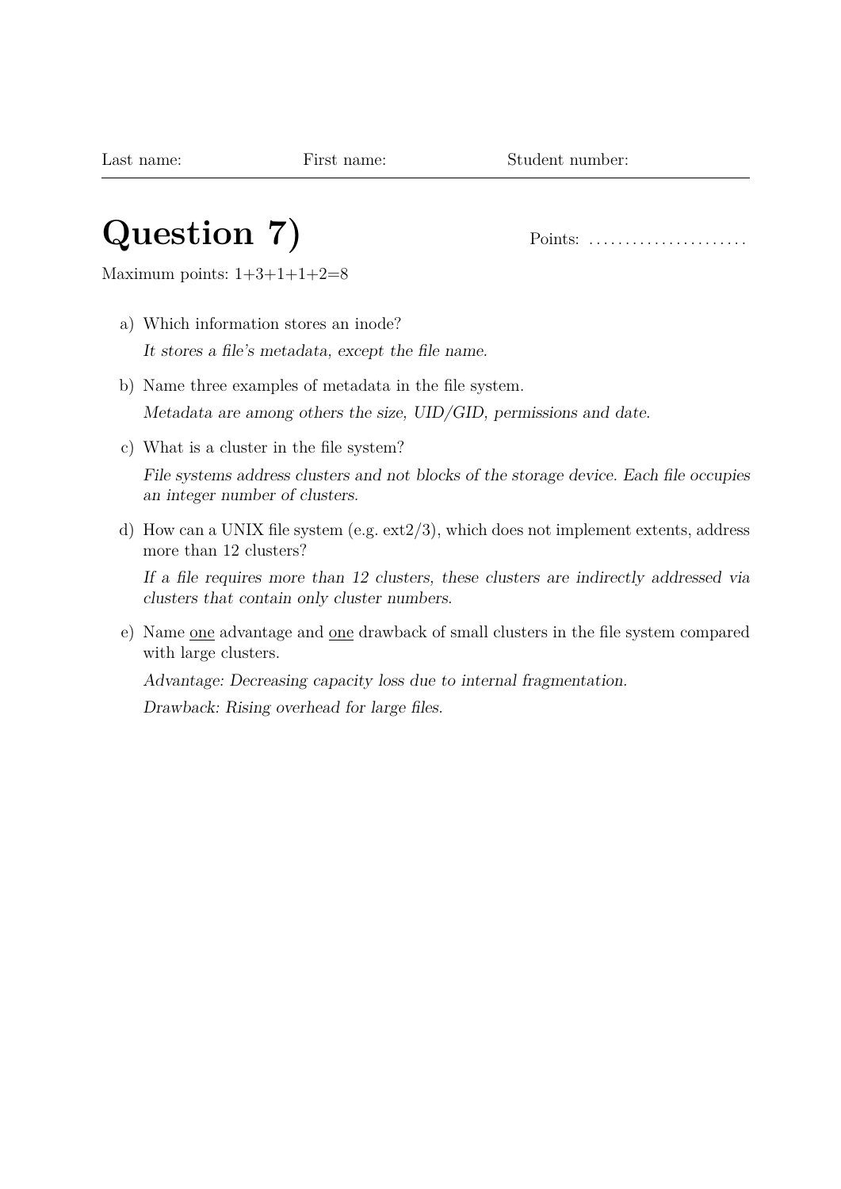Last name: First name: Student number:

# Question 7)

Points: ......................

Maximum points: 1+3+1+1+2=8

a) Which information stores an inode?

   *It stores a file's metadata, except the file name.*

b) Name three examples of metadata in the file system.

   *Metadata are among others the size, UID/GID, permissions and date.*

c) What is a cluster in the file system?

   *File systems address clusters and not blocks of the storage device. Each file occupies an integer number of clusters.*

d) How can a UNIX file system (e.g. ext2/3), which does not implement extents, address more than 12 clusters?

   *If a file requires more than 12 clusters, these clusters are indirectly addressed via clusters that contain only cluster numbers.*

e) Name one advantage and one drawback of small clusters in the file system compared with large clusters.

   *Advantage: Decreasing capacity loss due to internal fragmentation.*

   *Drawback: Rising overhead for large files.*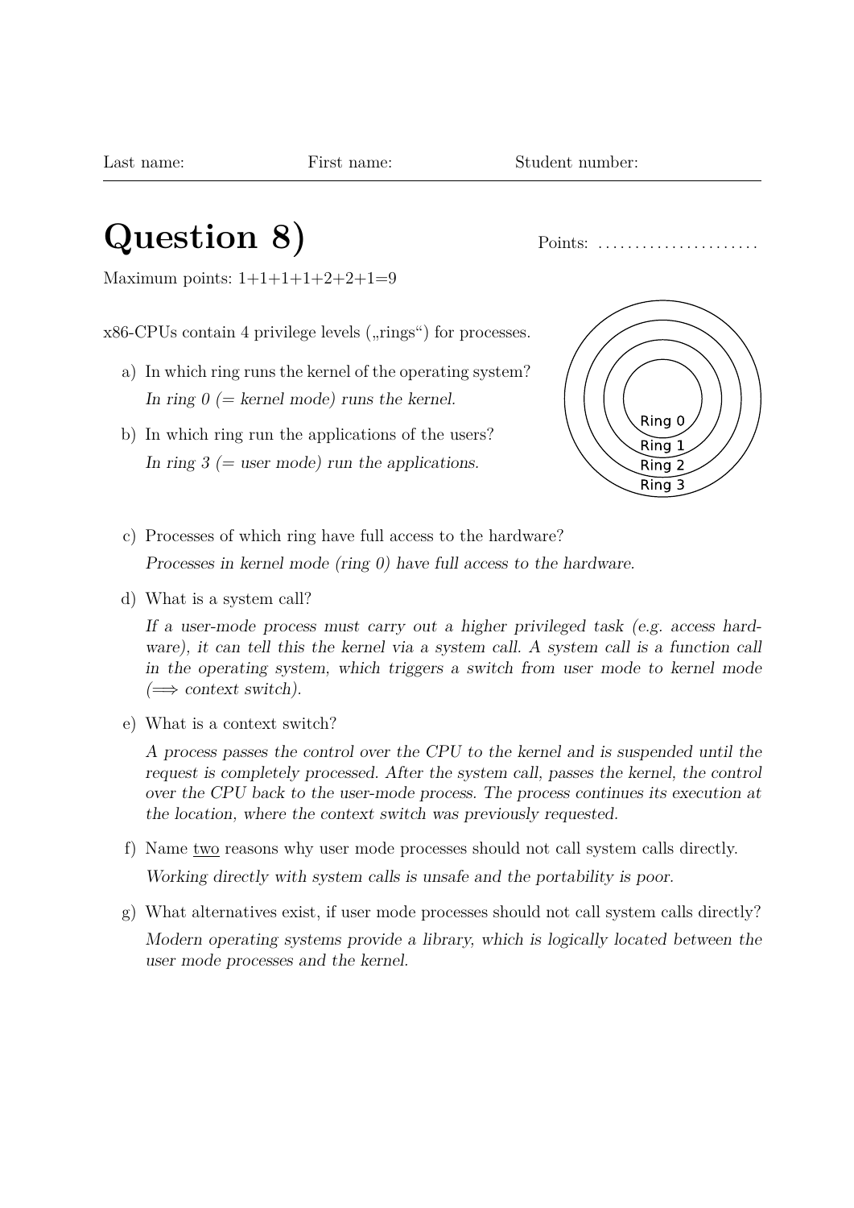Last name: First name: Student number:

# Question 8)

Points: ......................

Maximum points: 1+1+1+1+2+2+1=9

x86-CPUs contain 4 privilege levels („rings") for processes.

a) In which ring runs the kernel of the operating system?

*In ring 0 (= kernel mode) runs the kernel.*

b) In which ring run the applications of the users?

*In ring 3 (= user mode) run the applications.*

Ring 0
Ring 1
Ring 2
Ring 3

c) Processes of which ring have full access to the hardware?

*Processes in kernel mode (ring 0) have full access to the hardware.*

d) What is a system call?

*If a user-mode process must carry out a higher privileged task (e.g. access hardware), it can tell this the kernel via a system call. A system call is a function call in the operating system, which triggers a switch from user mode to kernel mode (⟹ context switch).*

e) What is a context switch?

*A process passes the control over the CPU to the kernel and is suspended until the request is completely processed. After the system call, passes the kernel, the control over the CPU back to the user-mode process. The process continues its execution at the location, where the context switch was previously requested.*

f) Name <u>two</u> reasons why user mode processes should not call system calls directly.

*Working directly with system calls is unsafe and the portability is poor.*

g) What alternatives exist, if user mode processes should not call system calls directly?

*Modern operating systems provide a library, which is logically located between the user mode processes and the kernel.*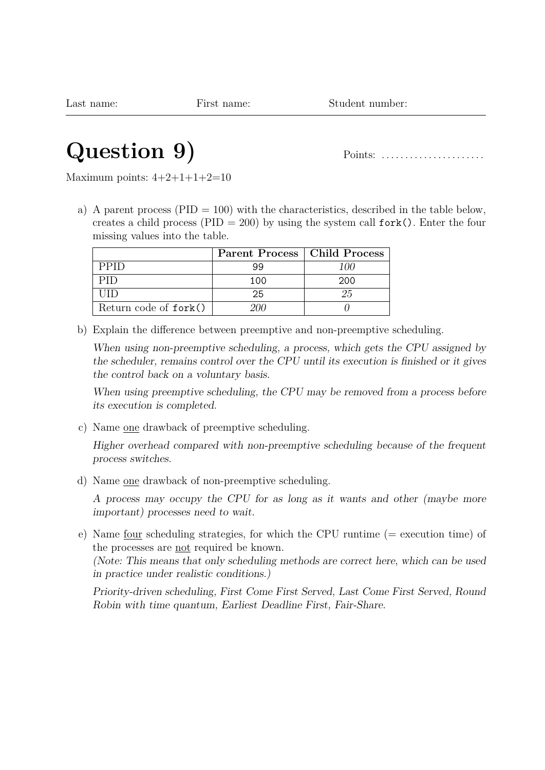Last name: First name: Student number:

# Question 9)

Points: ......................

Maximum points: 4+2+1+1+2=10

a) A parent process (PID = 100) with the characteristics, described in the table below, creates a child process (PID = 200) by using the system call `fork()`. Enter the four missing values into the table.

| | **Parent Process** | **Child Process** |
|---|---|---|
| PPID | 99 | *100* |
| PID | 100 | 200 |
| UID | 25 | *25* |
| Return code of `fork()` | *200* | *0* |

b) Explain the difference between preemptive and non-preemptive scheduling.

*When using non-preemptive scheduling, a process, which gets the CPU assigned by the scheduler, remains control over the CPU until its execution is finished or it gives the control back on a voluntary basis.*

*When using preemptive scheduling, the CPU may be removed from a process before its execution is completed.*

c) Name one drawback of preemptive scheduling.

*Higher overhead compared with non-preemptive scheduling because of the frequent process switches.*

d) Name one drawback of non-preemptive scheduling.

*A process may occupy the CPU for as long as it wants and other (maybe more important) processes need to wait.*

e) Name four scheduling strategies, for which the CPU runtime (= execution time) of the processes are not required be known.
*(Note: This means that only scheduling methods are correct here, which can be used in practice under realistic conditions.)*

*Priority-driven scheduling, First Come First Served, Last Come First Served, Round Robin with time quantum, Earliest Deadline First, Fair-Share.*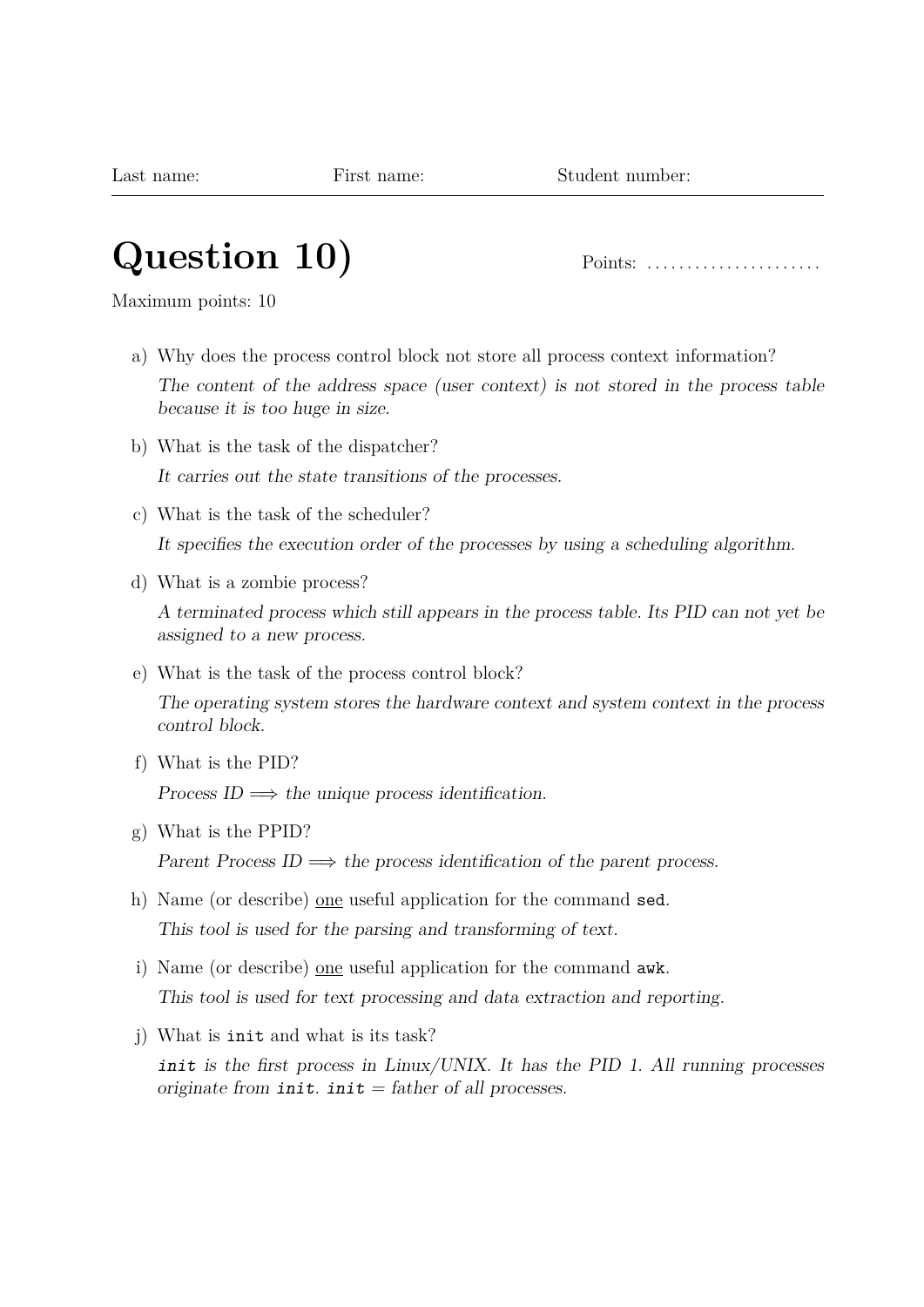Last name: First name: Student number:

# Question 10)

Points: ......................

Maximum points: 10

a) Why does the process control block not store all process context information?

   *The content of the address space (user context) is not stored in the process table because it is too huge in size.*

b) What is the task of the dispatcher?

   *It carries out the state transitions of the processes.*

c) What is the task of the scheduler?

   *It specifies the execution order of the processes by using a scheduling algorithm.*

d) What is a zombie process?

   *A terminated process which still appears in the process table. Its PID can not yet be assigned to a new process.*

e) What is the task of the process control block?

   *The operating system stores the hardware context and system context in the process control block.*

f) What is the PID?

   *Process ID $\Longrightarrow$ the unique process identification.*

g) What is the PPID?

   *Parent Process ID $\Longrightarrow$ the process identification of the parent process.*

h) Name (or describe) one useful application for the command `sed`.

   *This tool is used for the parsing and transforming of text.*

i) Name (or describe) one useful application for the command `awk`.

   *This tool is used for text processing and data extraction and reporting.*

j) What is `init` and what is its task?

   *`init` is the first process in Linux/UNIX. It has the PID 1. All running processes originate from `init`. `init` = father of all processes.*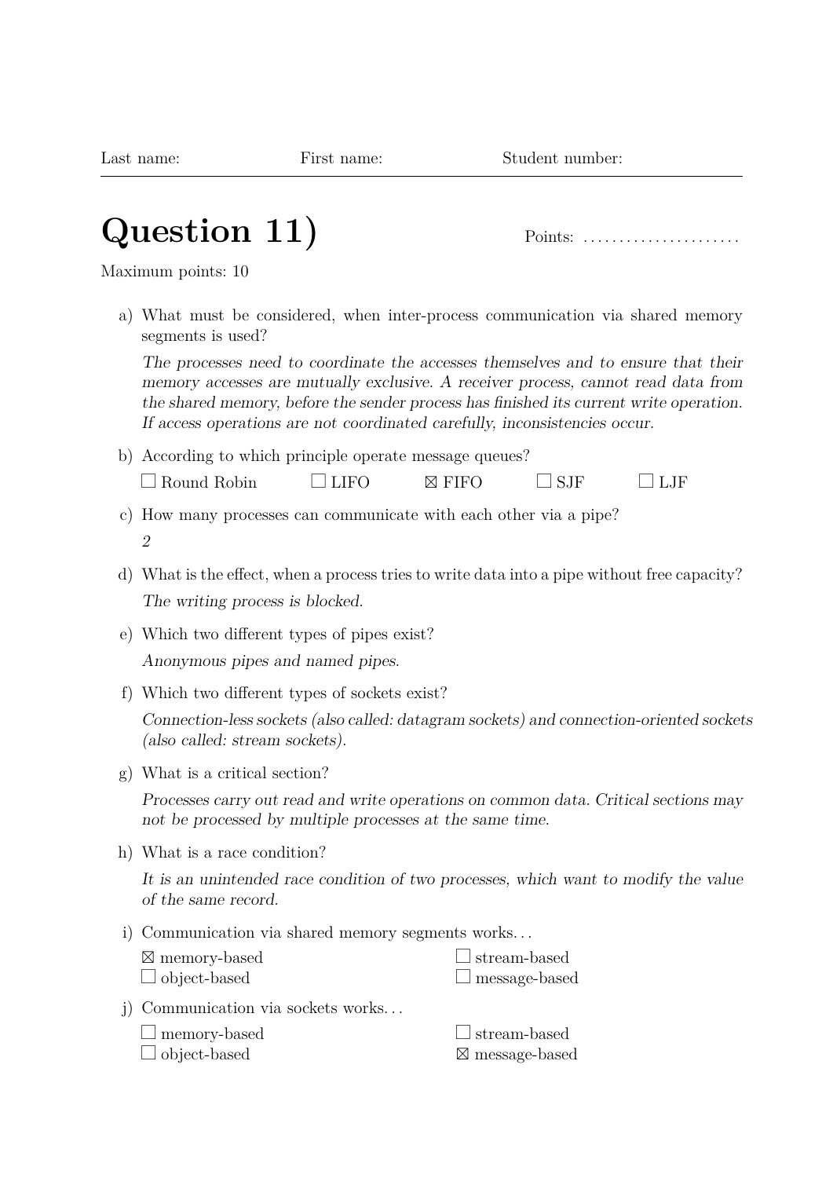Last name: First name: Student number:

# Question 11)

Points: ......................

Maximum points: 10

a) What must be considered, when inter-process communication via shared memory segments is used?

*The processes need to coordinate the accesses themselves and to ensure that their memory accesses are mutually exclusive. A receiver process, cannot read data from the shared memory, before the sender process has finished its current write operation. If access operations are not coordinated carefully, inconsistencies occur.*

b) According to which principle operate message queues?

☐ Round Robin ☐ LIFO ☒ FIFO ☐ SJF ☐ LJF

c) How many processes can communicate with each other via a pipe?

*2*

d) What is the effect, when a process tries to write data into a pipe without free capacity?

*The writing process is blocked.*

e) Which two different types of pipes exist?

*Anonymous pipes and named pipes.*

f) Which two different types of sockets exist?

*Connection-less sockets (also called: datagram sockets) and connection-oriented sockets (also called: stream sockets).*

g) What is a critical section?

*Processes carry out read and write operations on common data. Critical sections may not be processed by multiple processes at the same time.*

h) What is a race condition?

*It is an unintended race condition of two processes, which want to modify the value of the same record.*

i) Communication via shared memory segments works...

☒ memory-based ☐ stream-based
☐ object-based ☐ message-based

j) Communication via sockets works...

☐ memory-based ☐ stream-based
☐ object-based ☒ message-based